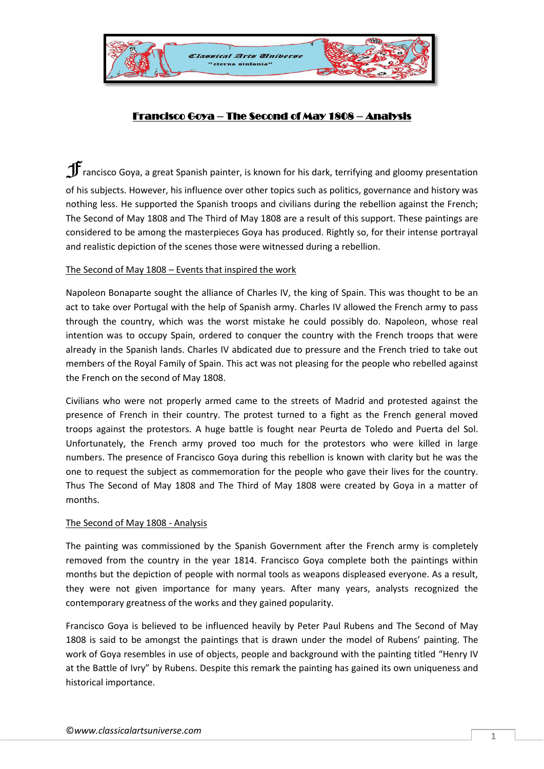# Francisco Goya – The Second of May 1808 – Analysis

Francisco Goya, a great Spanish painter, is known for his dark, terrifying and gloomy presentation of his subjects. However, his influence over other topics such as politics, governance and history was nothing less. He supported the Spanish troops and civilians during the rebellion against the French; The Second of May 1808 and The Third of May 1808 are a result of this support. These paintings are considered to be among the masterpieces Goya has produced. Rightly so, for their intense portrayal and realistic depiction of the scenes those were witnessed during a rebellion.

## The Second of May 1808 – Events that inspired the work

Napoleon Bonaparte sought the alliance of Charles IV, the king of Spain. This was thought to be an act to take over Portugal with the help of Spanish army. Charles IV allowed the French army to pass through the country, which was the worst mistake he could possibly do. Napoleon, whose real intention was to occupy Spain, ordered to conquer the country with the French troops that were already in the Spanish lands. Charles IV abdicated due to pressure and the French tried to take out members of the Royal Family of Spain. This act was not pleasing for the people who rebelled against the French on the second of May 1808.

Civilians who were not properly armed came to the streets of Madrid and protested against the presence of French in their country. The protest turned to a fight as the French general moved troops against the protestors. A huge battle is fought near Peurta de Toledo and Puerta del Sol. Unfortunately, the French army proved too much for the protestors who were killed in large numbers. The presence of Francisco Goya during this rebellion is known with clarity but he was the one to request the subject as commemoration for the people who gave their lives for the country. Thus The Second of May 1808 and The Third of May 1808 were created by Goya in a matter of months.

## The Second of May 1808 - Analysis

The painting was commissioned by the Spanish Government after the French army is completely removed from the country in the year 1814. Francisco Goya complete both the paintings within months but the depiction of people with normal tools as weapons displeased everyone. As a result, they were not given importance for many years. After many years, analysts recognized the contemporary greatness of the works and they gained popularity.

Francisco Goya is believed to be influenced heavily by Peter Paul Rubens and The Second of May 1808 is said to be amongst the paintings that is drawn under the model of Rubens' painting. The work of Goya resembles in use of objects, people and background with the painting titled "Henry IV at the Battle of Ivry" by Rubens. Despite this remark the painting has gained its own uniqueness and historical importance.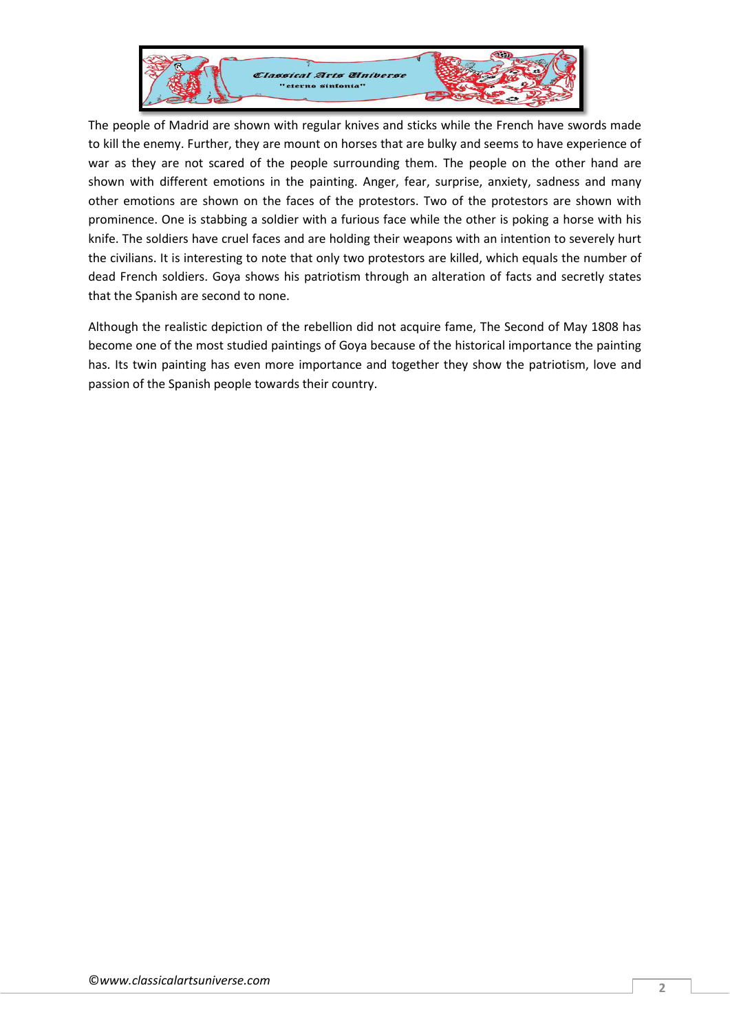The people of Madrid are shown with regular knives and sticks while the French have swords made to kill the enemy. Further, they are mount on horses that are bulky and seems to have experience of war as they are not scared of the people surrounding them. The people on the other hand are shown with different emotions in the painting. Anger, fear, surprise, anxiety, sadness and many other emotions are shown on the faces of the protestors. Two of the protestors are shown with prominence. One is stabbing a soldier with a furious face while the other is poking a horse with his knife. The soldiers have cruel faces and are holding their weapons with an intention to severely hurt the civilians. It is interesting to note that only two protestors are killed, which equals the number of dead French soldiers. Goya shows his patriotism through an alteration of facts and secretly states that the Spanish are second to none.

Although the realistic depiction of the rebellion did not acquire fame, The Second of May 1808 has become one of the most studied paintings of Goya because of the historical importance the painting has. Its twin painting has even more importance and together they show the patriotism, love and passion of the Spanish people towards their country.